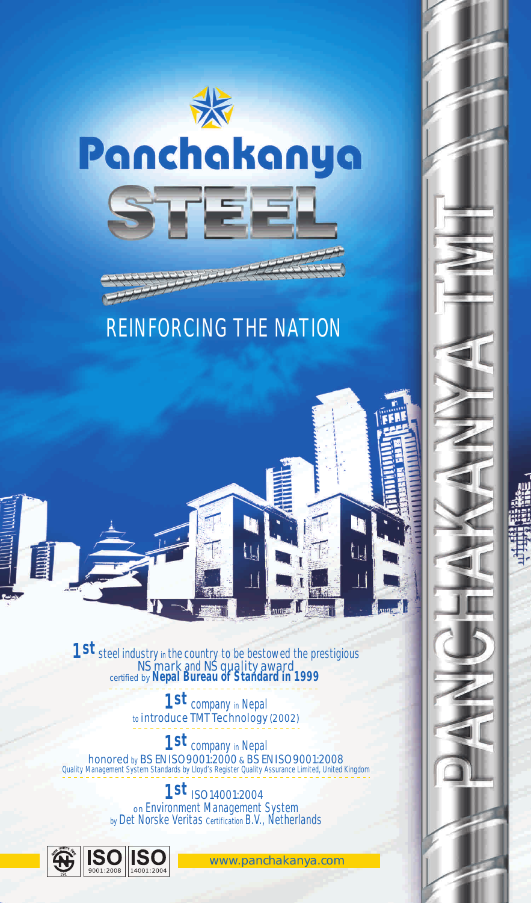# Panchakanya

## STEEL

REINFORCING THE NATION

PANCHAKANYA TMT

**1st** steel industry in the country to be bestowed the prestigious NS mark and NS quality award certified by **Nepal Bureau of Standard in 1999**

**1st** company in Nepal to introduce TMT Technology (2002)

**1st** company in Nepal honored by BS EN ISO 9001:2000 & BS EN ISO 9001:2008 Quality Management System Standards by Lloyd's Register Quality Assurance Limited, United Kingdom

**1st** ISO 14001:2004 on Environment Management System by Det Norske Veritas Certification B.V., Netherlands

ISO 9001:2008 | ISO 14001:2004

www.panchakanya.com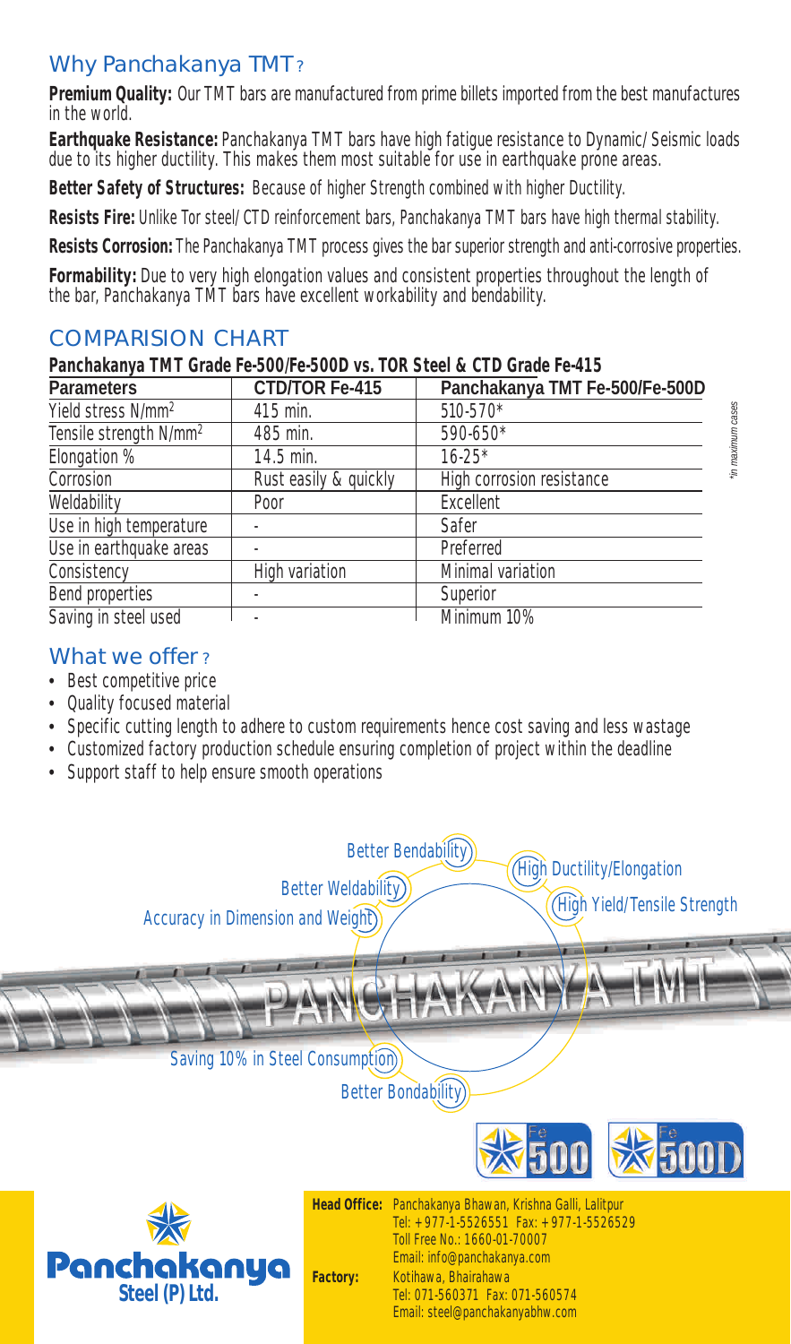## Why Panchakanya TMT ?

**Premium Quality:** Our TMT bars are manufactured from prime billets imported from the best manufactures in the world.

**Earthquake Resistance:** Panchakanya TMT bars have high fatigue resistance to Dynamic/Seismic loads due to its higher ductility. This makes them most suitable for use in earthquake prone areas.

**Better Safety of Structures:** Because of higher Strength combined with higher Ductility.

**Resists Fire:** Unlike Tor steel/CTD reinforcement bars, Panchakanya TMT bars have high thermal stability.

**Resists Corrosion:** The Panchakanya TMT process gives the bar superior strength and anti-corrosive properties.

**Formability:** Due to very high elongation values and consistent properties throughout the length of the bar, Panchakanya TMT bars have excellent workability and bendability.

## COMPARISION CHART

**Panchakanya TMT Grade Fe-500/Fe-500D vs. TOR Steel & CTD Grade Fe-415**

| Parameters | CTD/TOR Fe-415 | Panchakanya TMT Fe-500/Fe-500D |
|---|---|---|
| Yield stress N/mm$^2$ | 415 min. | 510-570* |
| Tensile strength N/mm$^2$ | 485 min. | 590-650* |
| Elongation % | 14.5 min. | 16-25* |
| Corrosion | Rust easily & quickly | High corrosion resistance |
| Weldability | Poor | Excellent |
| Use in high temperature | - | Safer |
| Use in earthquake areas | - | Preferred |
| Consistency | High variation | Minimal variation |
| Bend properties | - | Superior |
| Saving in steel used | - | Minimum 10% |

*in maximum cases

## What we offer ?

- Best competitive price
- Quality focused material
- Specific cutting length to adhere to custom requirements hence cost saving and less wastage
- Customized factory production schedule ensuring completion of project within the deadline
- Support staff to help ensure smooth operations

Better Bendability
High Ductility/Elongation
Better Weldability
High Yield/Tensile Strength
Accuracy in Dimension and Weight
PANCHAKANYA TMT
Saving 10% in Steel Consumption
Better Bondability

Fe 500 Fe 500D

**Panchakanya Steel (P) Ltd.**

**Head Office:** Panchakanya Bhawan, Krishna Galli, Lalitpur
Tel: +977-1-5526551 Fax: +977-1-5526529
Toll Free No.: 1660-01-70007
Email: info@panchakanya.com

**Factory:** Kotihawa, Bhairahawa
Tel: 071-560371 Fax: 071-560574
Email: steel@panchakanyabhw.com